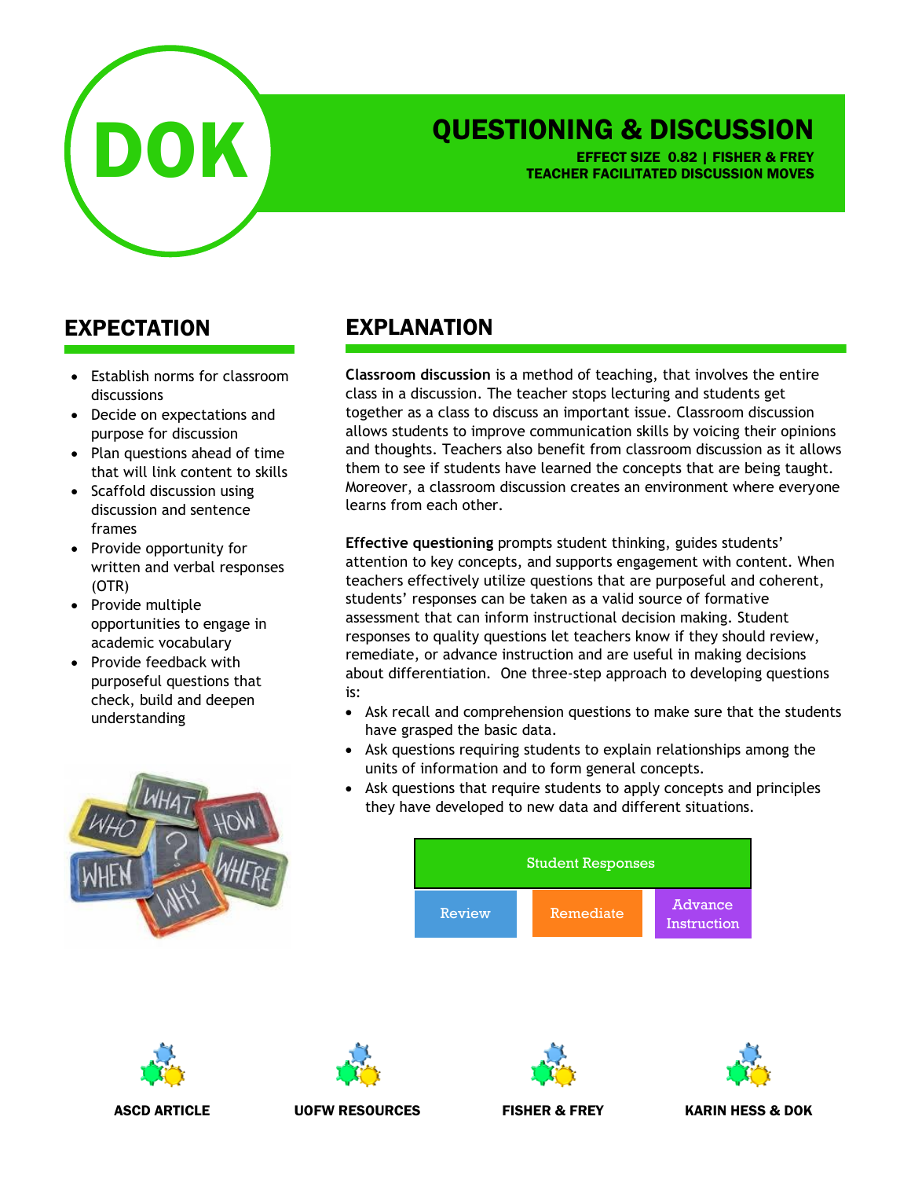DOK

# QUESTIONING & DISCUSSION

**EFFECT SIZE 0.82 | FISHER & FREY**
**TEACHER FACILITATED DISCUSSION MOVES**

## EXPECTATION

- Establish norms for classroom discussions
- Decide on expectations and purpose for discussion
- Plan questions ahead of time that will link content to skills
- Scaffold discussion using discussion and sentence frames
- Provide opportunity for written and verbal responses (OTR)
- Provide multiple opportunities to engage in academic vocabulary
- Provide feedback with purposeful questions that check, build and deepen understanding

## EXPLANATION

**Classroom discussion** is a method of teaching, that involves the entire class in a discussion. The teacher stops lecturing and students get together as a class to discuss an important issue. Classroom discussion allows students to improve communication skills by voicing their opinions and thoughts. Teachers also benefit from classroom discussion as it allows them to see if students have learned the concepts that are being taught. Moreover, a classroom discussion creates an environment where everyone learns from each other.

**Effective questioning** prompts student thinking, guides students' attention to key concepts, and supports engagement with content. When teachers effectively utilize questions that are purposeful and coherent, students' responses can be taken as a valid source of formative assessment that can inform instructional decision making. Student responses to quality questions let teachers know if they should review, remediate, or advance instruction and are useful in making decisions about differentiation. One three-step approach to developing questions is:

- Ask recall and comprehension questions to make sure that the students have grasped the basic data.
- Ask questions requiring students to explain relationships among the units of information and to form general concepts.
- Ask questions that require students to apply concepts and principles they have developed to new data and different situations.

| Student Responses | | |
|---|---|---|
| Review | Remediate | Advance Instruction |

ASCD ARTICLE | UOFW RESOURCES | FISHER & FREY | KARIN HESS & DOK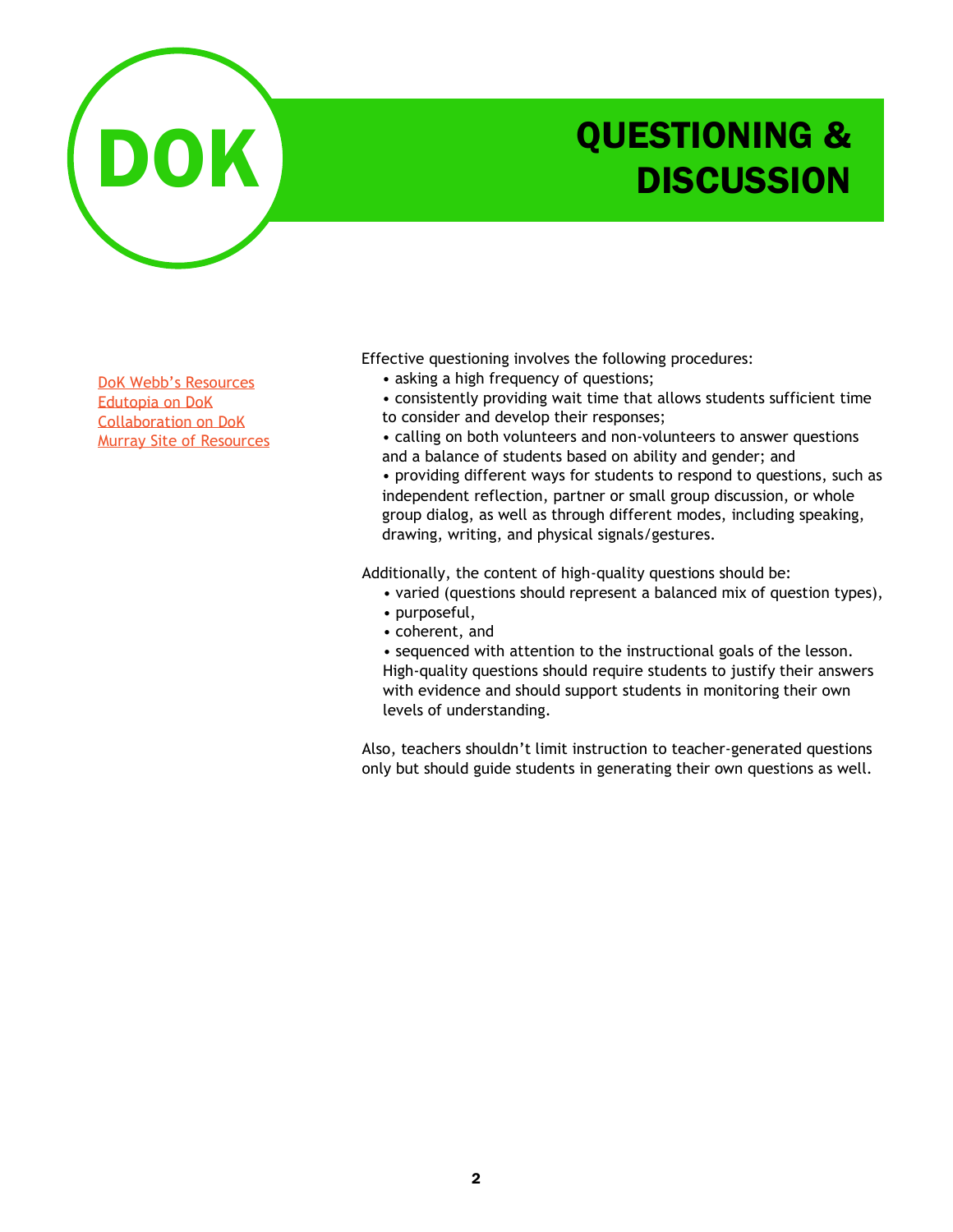DOK

# QUESTIONING & DISCUSSION

DoK Webb's Resources
Edutopia on DoK
Collaboration on DoK
Murray Site of Resources

Effective questioning involves the following procedures:

- asking a high frequency of questions;
- consistently providing wait time that allows students sufficient time to consider and develop their responses;
- calling on both volunteers and non-volunteers to answer questions and a balance of students based on ability and gender; and
- providing different ways for students to respond to questions, such as independent reflection, partner or small group discussion, or whole group dialog, as well as through different modes, including speaking, drawing, writing, and physical signals/gestures.

Additionally, the content of high-quality questions should be:

- varied (questions should represent a balanced mix of question types),
- purposeful,
- coherent, and
- sequenced with attention to the instructional goals of the lesson.

High-quality questions should require students to justify their answers with evidence and should support students in monitoring their own levels of understanding.

Also, teachers shouldn't limit instruction to teacher-generated questions only but should guide students in generating their own questions as well.